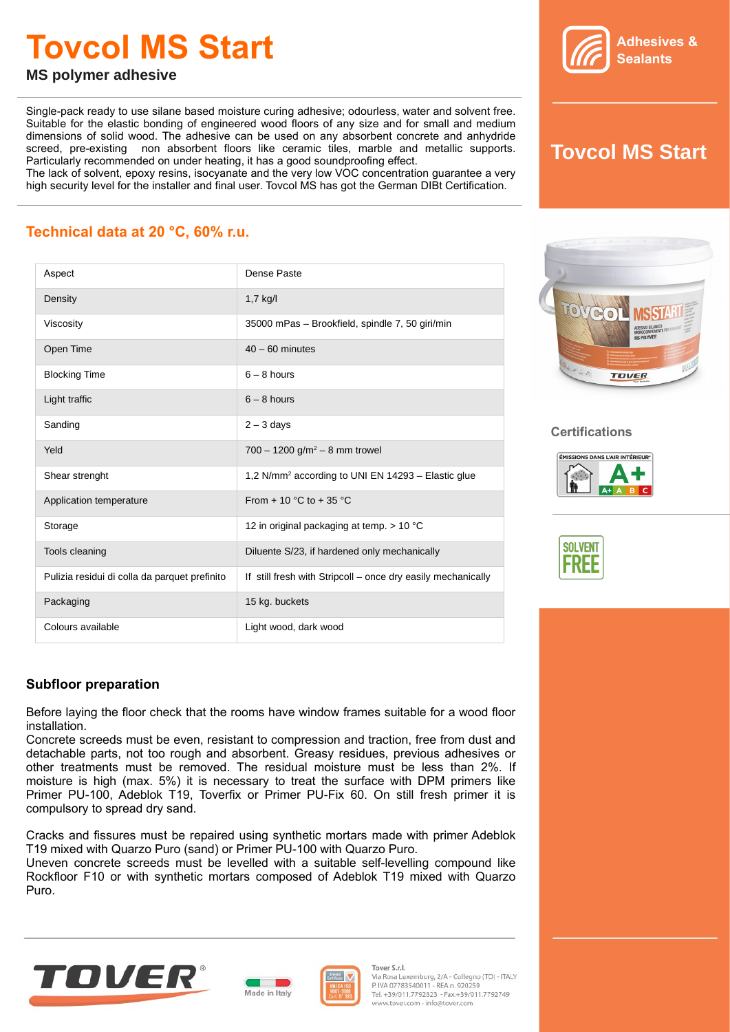# Tovcol MS Start

**MS polymer adhesive**

Single-pack ready to use silane based moisture curing adhesive; odourless, water and solvent free. Suitable for the elastic bonding of engineered wood floors of any size and for small and medium dimensions of solid wood. The adhesive can be used on any absorbent concrete and anhydride screed, pre-existing non absorbent floors like ceramic tiles, marble and metallic supports. Particularly recommended on under heating, it has a good soundproofing effect.
The lack of solvent, epoxy resins, isocyanate and the very low VOC concentration guarantee a very high security level for the installer and final user. Tovcol MS has got the German DIBt Certification.

## Technical data at 20 °C, 60% r.u.

| | |
|---|---|
| Aspect | Dense Paste |
| Density | 1,7 kg/l |
| Viscosity | 35000 mPas – Brookfield, spindle 7, 50 giri/min |
| Open Time | 40 – 60 minutes |
| Blocking Time | 6 – 8 hours |
| Light traffic | 6 – 8 hours |
| Sanding | 2 – 3 days |
| Yeld | 700 – 1200 g/m² – 8 mm trowel |
| Shear strenght | 1,2 N/mm² according to UNI EN 14293 – Elastic glue |
| Application temperature | From + 10 °C to + 35 °C |
| Storage | 12 in original packaging at temp. > 10 °C |
| Tools cleaning | Diluente S/23, if hardened only mechanically |
| Pulizia residui di colla da parquet prefinito | If still fresh with Stripcoll – once dry easily mechanically |
| Packaging | 15 kg. buckets |
| Colours available | Light wood, dark wood |

### Subfloor preparation

Before laying the floor check that the rooms have window frames suitable for a wood floor installation.
Concrete screeds must be even, resistant to compression and traction, free from dust and detachable parts, not too rough and absorbent. Greasy residues, previous adhesives or other treatments must be removed. The residual moisture must be less than 2%. If moisture is high (max. 5%) it is necessary to treat the surface with DPM primers like Primer PU-100, Adeblok T19, Toverfix or Primer PU-Fix 60. On still fresh primer it is compulsory to spread dry sand.

Cracks and fissures must be repaired using synthetic mortars made with primer Adeblok T19 mixed with Quarzo Puro (sand) or Primer PU-100 with Quarzo Puro.
Uneven concrete screeds must be levelled with a suitable self-levelling compound like Rockfloor F10 or with synthetic mortars composed of Adeblok T19 mixed with Quarzo Puro.

Adhesives & Sealants

Tovcol MS Start

### Certifications

ÉMISSIONS DANS L'AIR INTÉRIEUR A+

SOLVENT FREE

Made in Italy

Tover S.r.l.
Via Rosa Luxemburg, 2/A - Collegno (TO) - ITALY
P. IVA 07783540011 - REA n. 920259
Tel. +39/011.7792823 - Fax +39/011.7792749
www.tover.com - info@tover.com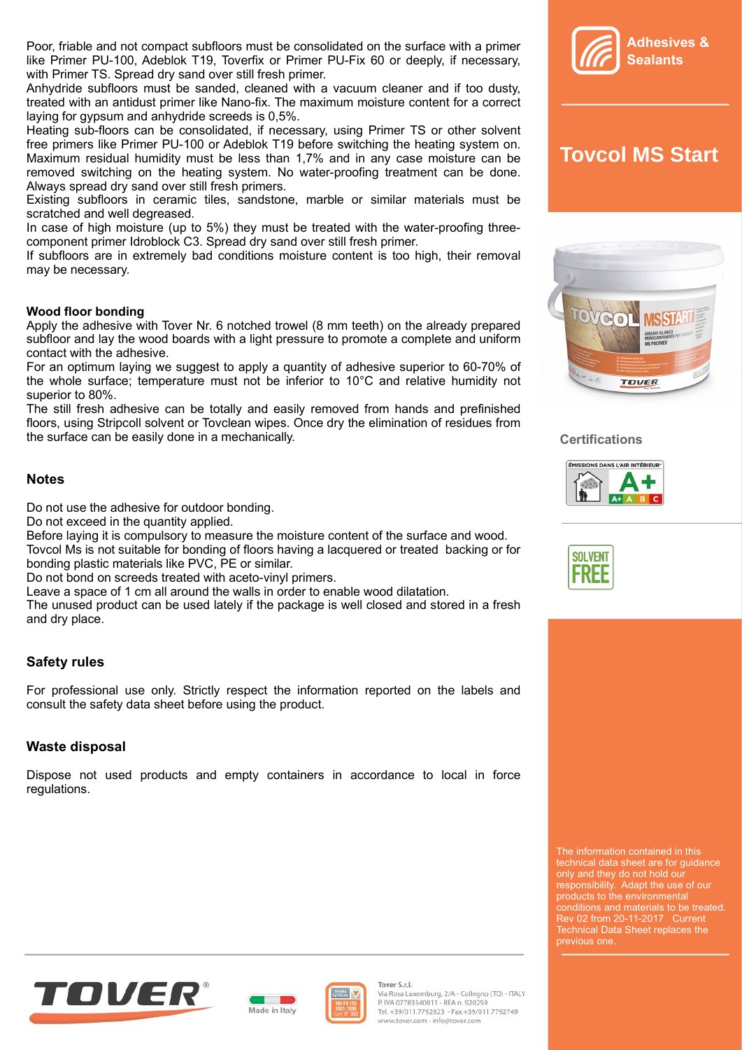Poor, friable and not compact subfloors must be consolidated on the surface with a primer like Primer PU-100, Adeblok T19, Toverfix or Primer PU-Fix 60 or deeply, if necessary, with Primer TS. Spread dry sand over still fresh primer.
Anhydride subfloors must be sanded, cleaned with a vacuum cleaner and if too dusty, treated with an antidust primer like Nano-fix. The maximum moisture content for a correct laying for gypsum and anhydride screeds is 0,5%.
Heating sub-floors can be consolidated, if necessary, using Primer TS or other solvent free primers like Primer PU-100 or Adeblok T19 before switching the heating system on. Maximum residual humidity must be less than 1,7% and in any case moisture can be removed switching on the heating system. No water-proofing treatment can be done. Always spread dry sand over still fresh primers.
Existing subfloors in ceramic tiles, sandstone, marble or similar materials must be scratched and well degreased.
In case of high moisture (up to 5%) they must be treated with the water-proofing three-component primer Idroblock C3. Spread dry sand over still fresh primer.
If subfloors are in extremely bad conditions moisture content is too high, their removal may be necessary.

## Wood floor bonding

Apply the adhesive with Tover Nr. 6 notched trowel (8 mm teeth) on the already prepared subfloor and lay the wood boards with a light pressure to promote a complete and uniform contact with the adhesive.
For an optimum laying we suggest to apply a quantity of adhesive superior to 60-70% of the whole surface; temperature must not be inferior to 10°C and relative humidity not superior to 80%.
The still fresh adhesive can be totally and easily removed from hands and prefinished floors, using Stripcoll solvent or Tovclean wipes. Once dry the elimination of residues from the surface can be easily done in a mechanically.

## Notes

Do not use the adhesive for outdoor bonding.
Do not exceed in the quantity applied.
Before laying it is compulsory to measure the moisture content of the surface and wood.
Tovcol Ms is not suitable for bonding of floors having a lacquered or treated backing or for bonding plastic materials like PVC, PE or similar.
Do not bond on screeds treated with aceto-vinyl primers.
Leave a space of 1 cm all around the walls in order to enable wood dilatation.
The unused product can be used lately if the package is well closed and stored in a fresh and dry place.

## Safety rules

For professional use only. Strictly respect the information reported on the labels and consult the safety data sheet before using the product.

## Waste disposal

Dispose not used products and empty containers in accordance to local in force regulations.

Adhesives & Sealants

# Tovcol MS Start

Certifications

ÉMISSIONS DANS L'AIR INTÉRIEUR A+

SOLVENT FREE

The information contained in this technical data sheet are for guidance only and they do not hold our responsibility. Adapt the use of our products to the environmental conditions and materials to be treated. Rev 02 from 20-11-2017 Current Technical Data Sheet replaces the previous one.

TOVER®

Made in Italy

Tover S.r.l.
Via Rosa Luxemburg, 2/A - Collegno (TO) - ITALY
P. IVA 07783540011 - REA n. 920259
Tel. +39/011.7792823 - Fax +39/011.7792749
www.tover.com - info@tover.com